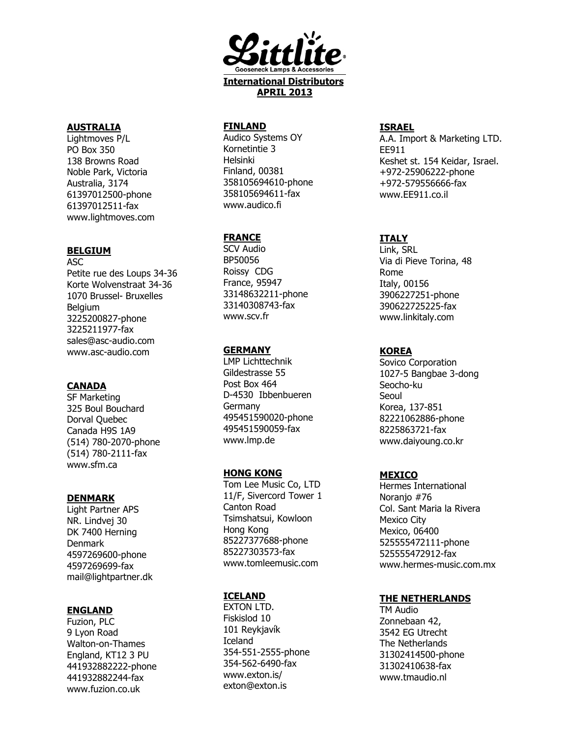# Littlite

Gooseneck Lamps & Accessories

**International Distributors**
**APRIL 2013**

**AUSTRALIA**
Lightmoves P/L
PO Box 350
138 Browns Road
Noble Park, Victoria
Australia, 3174
61397012500-phone
61397012511-fax
www.lightmoves.com

**BELGIUM**
ASC
Petite rue des Loups 34-36
Korte Wolvenstraat 34-36
1070 Brussel- Bruxelles
Belgium
3225200827-phone
3225211977-fax
sales@asc-audio.com
www.asc-audio.com

**CANADA**
SF Marketing
325 Boul Bouchard
Dorval Quebec
Canada H9S 1A9
(514) 780-2070-phone
(514) 780-2111-fax
www.sfm.ca

**DENMARK**
Light Partner APS
NR. Lindvej 30
DK 7400 Herning
Denmark
4597269600-phone
4597269699-fax
mail@lightpartner.dk

**ENGLAND**
Fuzion, PLC
9 Lyon Road
Walton-on-Thames
England, KT12 3 PU
441932882222-phone
441932882244-fax
www.fuzion.co.uk

**FINLAND**
Audico Systems OY
Kornetintie 3
Helsinki
Finland, 00381
358105694610-phone
358105694611-fax
www.audico.fi

**FRANCE**
SCV Audio
BP50056
Roissy CDG
France, 95947
33148632211-phone
33140308743-fax
www.scv.fr

**GERMANY**
LMP Lichttechnik
Gildestrasse 55
Post Box 464
D-4530 Ibbenbueren
Germany
495451590020-phone
495451590059-fax
www.lmp.de

**HONG KONG**
Tom Lee Music Co, LTD
11/F, Sivercord Tower 1
Canton Road
Tsimshatsui, Kowloon
Hong Kong
85227377688-phone
85227303573-fax
www.tomleemusic.com

**ICELAND**
EXTON LTD.
Fiskislod 10
101 Reykjavík
Iceland
354-551-2555-phone
354-562-6490-fax
www.exton.is/
exton@exton.is

**ISRAEL**
A.A. Import & Marketing LTD.
EE911
Keshet st. 154 Keidar, Israel.
+972-25906222-phone
+972-579556666-fax
www.EE911.co.il

**ITALY**
Link, SRL
Via di Pieve Torina, 48
Rome
Italy, 00156
3906227251-phone
390622725225-fax
www.linkitaly.com

**KOREA**
Sovico Corporation
1027-5 Bangbae 3-dong
Seocho-ku
Seoul
Korea, 137-851
82221062886-phone
8225863721-fax
www.daiyoung.co.kr

**MEXICO**
Hermes International
Noranjo #76
Col. Sant Maria la Rivera
Mexico City
Mexico, 06400
525555472111-phone
525555472912-fax
www.hermes-music.com.mx

**THE NETHERLANDS**
TM Audio
Zonnebaan 42,
3542 EG Utrecht
The Netherlands
31302414500-phone
31302410638-fax
www.tmaudio.nl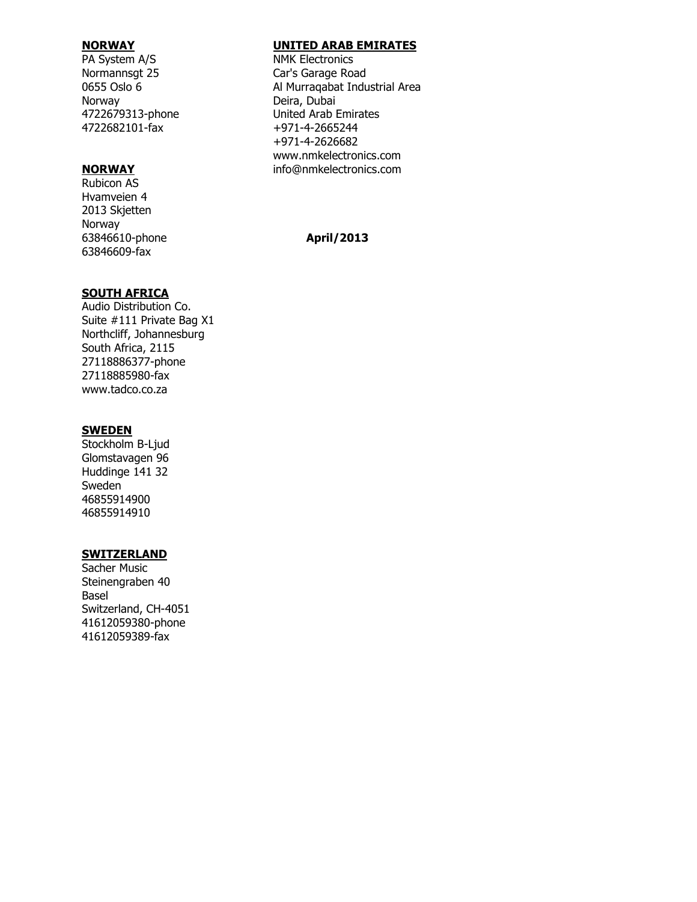**NORWAY**
PA System A/S
Normannsgt 25
0655 Oslo 6
Norway
4722679313-phone
4722682101-fax

**NORWAY**
Rubicon AS
Hvamveien 4
2013 Skjetten
Norway
63846610-phone
63846609-fax

**SOUTH AFRICA**
Audio Distribution Co.
Suite #111 Private Bag X1
Northcliff, Johannesburg
South Africa, 2115
27118886377-phone
27118885980-fax
www.tadco.co.za

**SWEDEN**
Stockholm B-Ljud
Glomstavagen 96
Huddinge 141 32
Sweden
46855914900
46855914910

**SWITZERLAND**
Sacher Music
Steinengraben 40
Basel
Switzerland, CH-4051
41612059380-phone
41612059389-fax

**UNITED ARAB EMIRATES**
NMK Electronics
Car's Garage Road
Al Murraqabat Industrial Area
Deira, Dubai
United Arab Emirates
+971-4-2665244
+971-4-2626682
www.nmkelectronics.com
info@nmkelectronics.com

**April/2013**